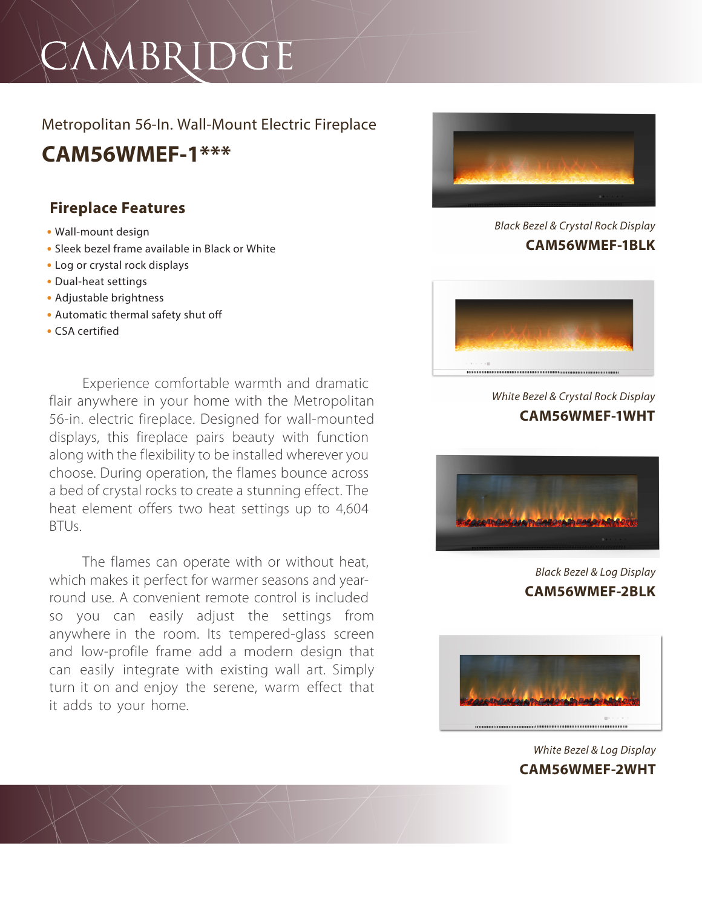# CAMBRIDGE

Metropolitan 56-In. Wall-Mount Electric Fireplace

## CAM56WMEF-1***

### Fireplace Features

- Wall-mount design
- Sleek bezel frame available in Black or White
- Log or crystal rock displays
- Dual-heat settings
- Adjustable brightness
- Automatic thermal safety shut off
- CSA certified

Experience comfortable warmth and dramatic flair anywhere in your home with the Metropolitan 56-in. electric fireplace. Designed for wall-mounted displays, this fireplace pairs beauty with function along with the flexibility to be installed wherever you choose. During operation, the flames bounce across a bed of crystal rocks to create a stunning effect. The heat element offers two heat settings up to 4,604 BTUs.

The flames can operate with or without heat, which makes it perfect for warmer seasons and year-round use. A convenient remote control is included so you can easily adjust the settings from anywhere in the room. Its tempered-glass screen and low-profile frame add a modern design that can easily integrate with existing wall art. Simply turn it on and enjoy the serene, warm effect that it adds to your home.

*Black Bezel & Crystal Rock Display*

**CAM56WMEF-1BLK**

*White Bezel & Crystal Rock Display*

**CAM56WMEF-1WHT**

*Black Bezel & Log Display*

**CAM56WMEF-2BLK**

*White Bezel & Log Display*

**CAM56WMEF-2WHT**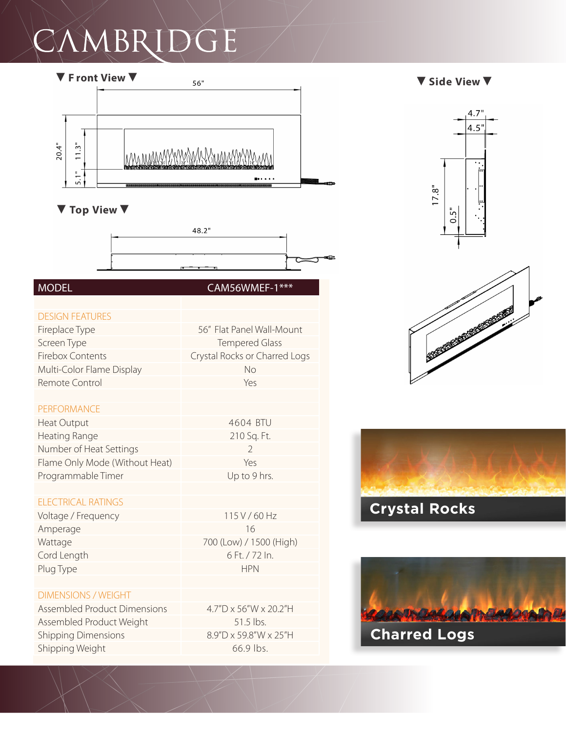# CAMBRIDGE

▼ Front View ▼

56"

20.4"

11.3"

5.1"

▼ Top View ▼

48.2"

▼ Side View ▼

4.7"

4.5"

17.8"

0.5"

| MODEL | CAM56WMEF-1*** |
|---|---|
| **DESIGN FEATURES** | |
| Fireplace Type | 56" Flat Panel Wall-Mount |
| Screen Type | Tempered Glass |
| Firebox Contents | Crystal Rocks or Charred Logs |
| Multi-Color Flame Display | No |
| Remote Control | Yes |
| **PERFORMANCE** | |
| Heat Output | 4604 BTU |
| Heating Range | 210 Sq. Ft. |
| Number of Heat Settings | 2 |
| Flame Only Mode (Without Heat) | Yes |
| Programmable Timer | Up to 9 hrs. |
| **ELECTRICAL RATINGS** | |
| Voltage / Frequency | 115 V / 60 Hz |
| Amperage | 16 |
| Wattage | 700 (Low) / 1500 (High) |
| Cord Length | 6 Ft. / 72 In. |
| Plug Type | HPN |
| **DIMENSIONS / WEIGHT** | |
| Assembled Product Dimensions | 4.7"D x 56"W x 20.2"H |
| Assembled Product Weight | 51.5 lbs. |
| Shipping Dimensions | 8.9"D x 59.8"W x 25"H |
| Shipping Weight | 66.9 lbs. |

Crystal Rocks

Charred Logs